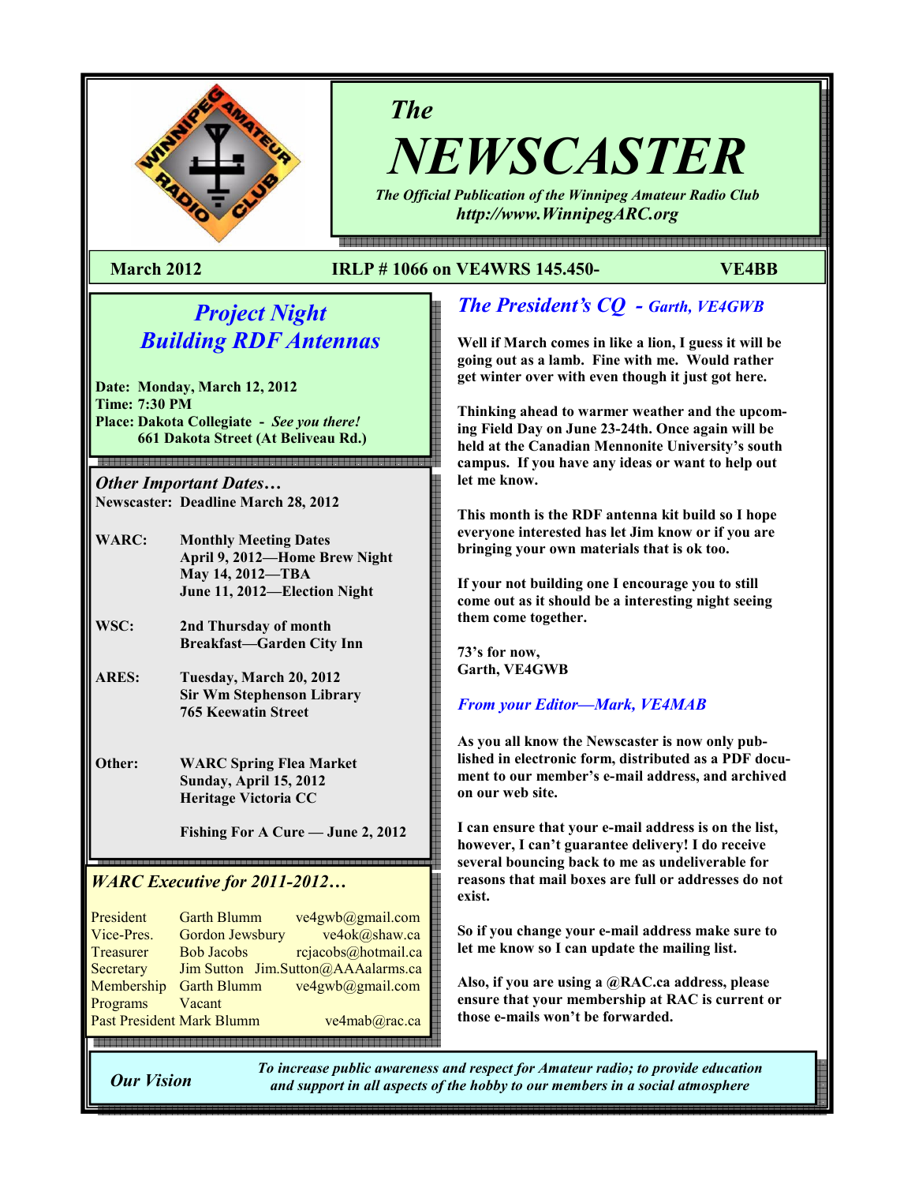# The NEWSCASTER

*The Official Publication of the Winnipeg Amateur Radio Club*
*http://www.WinnipegARC.org*

**March 2012** **IRLP # 1066 on VE4WRS 145.450-** **VE4BB**

## *Project Night*
## *Building RDF Antennas*

**Date: Monday, March 12, 2012**
**Time: 7:30 PM**
**Place: Dakota Collegiate - *See you there!***
**661 Dakota Street (At Beliveau Rd.)**

### *Other Important Dates…*

**Newscaster: Deadline March 28, 2012**

**WARC:** **Monthly Meeting Dates**
**April 9, 2012—Home Brew Night**
**May 14, 2012—TBA**
**June 11, 2012—Election Night**

**WSC:** **2nd Thursday of month**
**Breakfast—Garden City Inn**

**ARES:** **Tuesday, March 20, 2012**
**Sir Wm Stephenson Library**
**765 Keewatin Street**

**Other:** **WARC Spring Flea Market**
**Sunday, April 15, 2012**
**Heritage Victoria CC**

**Fishing For A Cure — June 2, 2012**

### *WARC Executive for 2011-2012…*

| | | |
|---|---|---|
| President | Garth Blumm | ve4gwb@gmail.com |
| Vice-Pres. | Gordon Jewsbury | ve4ok@shaw.ca |
| Treasurer | Bob Jacobs | rcjacobs@hotmail.ca |
| Secretary | Jim Sutton | Jim.Sutton@AAAalarms.ca |
| Membership | Garth Blumm | ve4gwb@gmail.com |
| Programs | Vacant | |
| Past President | Mark Blumm | ve4mab@rac.ca |

## *The President's CQ - Garth, VE4GWB*

**Well if March comes in like a lion, I guess it will be going out as a lamb. Fine with me. Would rather get winter over with even though it just got here.**

**Thinking ahead to warmer weather and the upcoming Field Day on June 23-24th. Once again will be held at the Canadian Mennonite University's south campus. If you have any ideas or want to help out let me know.**

**This month is the RDF antenna kit build so I hope everyone interested has let Jim know or if you are bringing your own materials that is ok too.**

**If your not building one I encourage you to still come out as it should be a interesting night seeing them come together.**

**73's for now,**
**Garth, VE4GWB**

### *From your Editor—Mark, VE4MAB*

**As you all know the Newscaster is now only published in electronic form, distributed as a PDF document to our member's e-mail address, and archived on our web site.**

**I can ensure that your e-mail address is on the list, however, I can't guarantee delivery! I do receive several bouncing back to me as undeliverable for reasons that mail boxes are full or addresses do not exist.**

**So if you change your e-mail address make sure to let me know so I can update the mailing list.**

**Also, if you are using a @RAC.ca address, please ensure that your membership at RAC is current or those e-mails won't be forwarded.**

***Our Vision*** *To increase public awareness and respect for Amateur radio; to provide education and support in all aspects of the hobby to our members in a social atmosphere*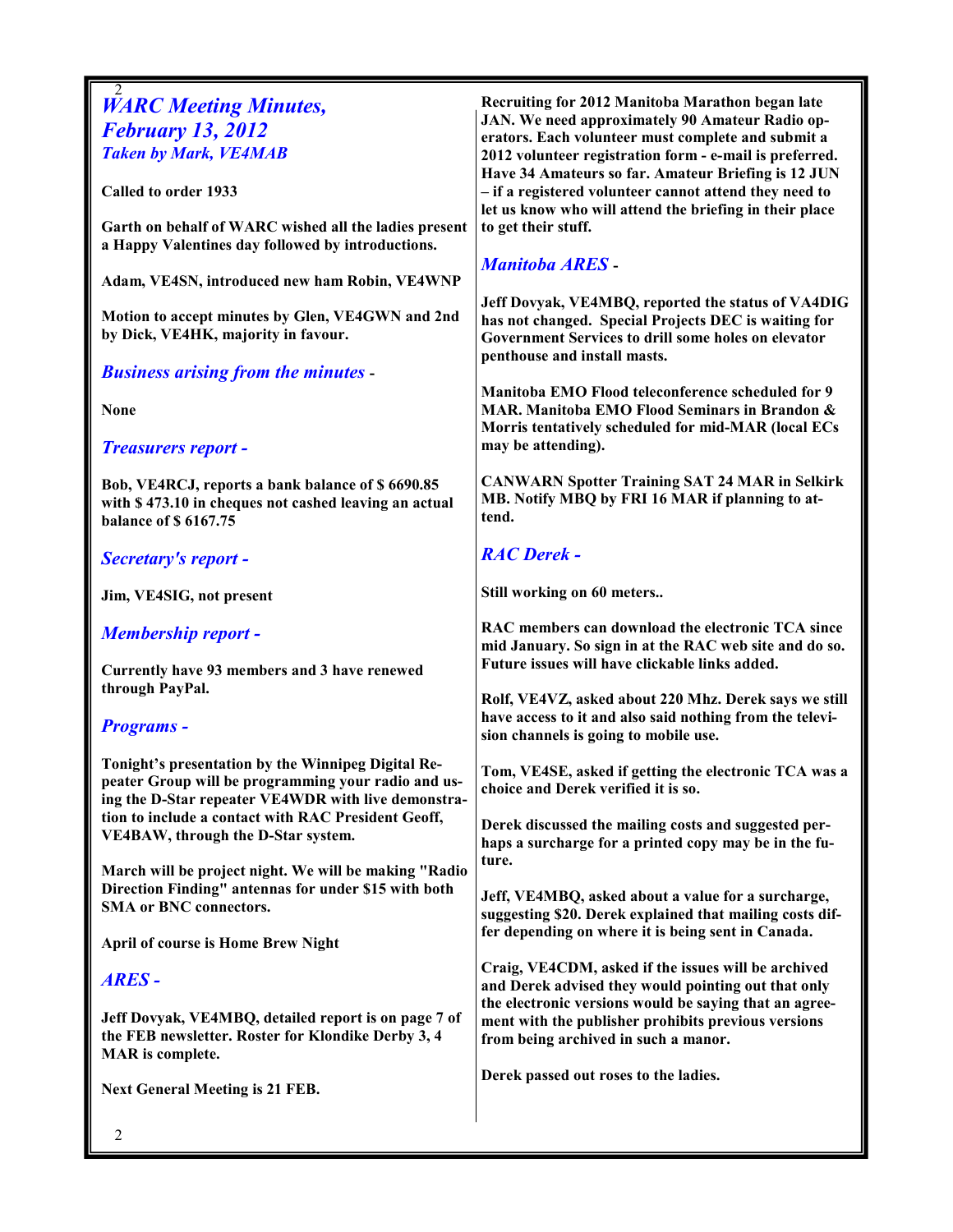## *WARC Meeting Minutes, February 13, 2012*

***Taken by Mark, VE4MAB***

**Called to order 1933**

**Garth on behalf of WARC wished all the ladies present a Happy Valentines day followed by introductions.**

**Adam, VE4SN, introduced new ham Robin, VE4WNP**

**Motion to accept minutes by Glen, VE4GWN and 2nd by Dick, VE4HK, majority in favour.**

### *Business arising from the minutes -*

**None**

### *Treasurers report -*

**Bob, VE4RCJ, reports a bank balance of $ 6690.85 with $ 473.10 in cheques not cashed leaving an actual balance of $ 6167.75**

### *Secretary's report -*

**Jim, VE4SIG, not present**

### *Membership report -*

**Currently have 93 members and 3 have renewed through PayPal.**

### *Programs -*

**Tonight's presentation by the Winnipeg Digital Repeater Group will be programming your radio and using the D-Star repeater VE4WDR with live demonstration to include a contact with RAC President Geoff, VE4BAW, through the D-Star system.**

**March will be project night. We will be making "Radio Direction Finding" antennas for under $15 with both SMA or BNC connectors.**

**April of course is Home Brew Night**

### *ARES -*

**Jeff Dovyak, VE4MBQ, detailed report is on page 7 of the FEB newsletter. Roster for Klondike Derby 3, 4 MAR is complete.**

**Next General Meeting is 21 FEB.**

**Recruiting for 2012 Manitoba Marathon began late JAN. We need approximately 90 Amateur Radio operators. Each volunteer must complete and submit a 2012 volunteer registration form - e-mail is preferred. Have 34 Amateurs so far. Amateur Briefing is 12 JUN – if a registered volunteer cannot attend they need to let us know who will attend the briefing in their place to get their stuff.**

### *Manitoba ARES -*

**Jeff Dovyak, VE4MBQ, reported the status of VA4DIG has not changed. Special Projects DEC is waiting for Government Services to drill some holes on elevator penthouse and install masts.**

**Manitoba EMO Flood teleconference scheduled for 9 MAR. Manitoba EMO Flood Seminars in Brandon & Morris tentatively scheduled for mid-MAR (local ECs may be attending).**

**CANWARN Spotter Training SAT 24 MAR in Selkirk MB. Notify MBQ by FRI 16 MAR if planning to attend.**

### *RAC Derek -*

**Still working on 60 meters..**

**RAC members can download the electronic TCA since mid January. So sign in at the RAC web site and do so. Future issues will have clickable links added.**

**Rolf, VE4VZ, asked about 220 Mhz. Derek says we still have access to it and also said nothing from the television channels is going to mobile use.**

**Tom, VE4SE, asked if getting the electronic TCA was a choice and Derek verified it is so.**

**Derek discussed the mailing costs and suggested perhaps a surcharge for a printed copy may be in the future.**

**Jeff, VE4MBQ, asked about a value for a surcharge, suggesting $20. Derek explained that mailing costs differ depending on where it is being sent in Canada.**

**Craig, VE4CDM, asked if the issues will be archived and Derek advised they would pointing out that only the electronic versions would be saying that an agreement with the publisher prohibits previous versions from being archived in such a manor.**

**Derek passed out roses to the ladies.**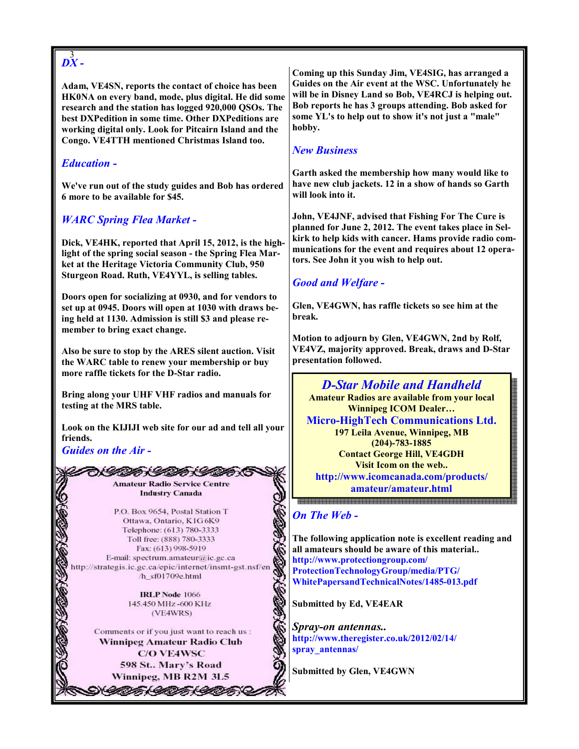## DX -

**Adam, VE4SN, reports the contact of choice has been HK0NA on every band, mode, plus digital. He did some research and the station has logged 920,000 QSOs. The best DXPedition in some time. Other DXPeditions are working digital only. Look for Pitcairn Island and the Congo. VE4TTH mentioned Christmas Island too.**

## Education -

**We've run out of the study guides and Bob has ordered 6 more to be available for $45.**

## WARC Spring Flea Market -

**Dick, VE4HK, reported that April 15, 2012, is the highlight of the spring social season - the Spring Flea Market at the Heritage Victoria Community Club, 950 Sturgeon Road. Ruth, VE4YYL, is selling tables.**

**Doors open for socializing at 0930, and for vendors to set up at 0945. Doors will open at 1030 with draws being held at 1130. Admission is still $3 and please remember to bring exact change.**

**Also be sure to stop by the ARES silent auction. Visit the WARC table to renew your membership or buy more raffle tickets for the D-Star radio.**

**Bring along your UHF VHF radios and manuals for testing at the MRS table.**

**Look on the KIJIJI web site for our ad and tell all your friends.**

## Guides on the Air -

**Amateur Radio Service Centre**
**Industry Canada**

P.O. Box 9654, Postal Station T
Ottawa, Ontario, K1G 6K9
Telephone: (613) 780-3333
Toll free: (888) 780-3333
Fax: (613) 998-5919
E-mail: spectrum.amateur@ic.gc.ca
http://strategis.ic.gc.ca/epic/internet/insmt-gst.nsf/en/h_sf01709e.html

**IRLP Node** 1066
145.450 MHz -600 KHz
(VE4WRS)

Comments or if you just want to reach us :
**Winnipeg Amateur Radio Club**
**C/O VE4WSC**
**598 St.. Mary's Road**
**Winnipeg, MB R2M 3L5**

**Coming up this Sunday Jim, VE4SIG, has arranged a Guides on the Air event at the WSC. Unfortunately he will be in Disney Land so Bob, VE4RCJ is helping out. Bob reports he has 3 groups attending. Bob asked for some YL's to help out to show it's not just a "male" hobby.**

## New Business

**Garth asked the membership how many would like to have new club jackets. 12 in a show of hands so Garth will look into it.**

**John, VE4JNF, advised that Fishing For The Cure is planned for June 2, 2012. The event takes place in Selkirk to help kids with cancer. Hams provide radio communications for the event and requires about 12 operators. See John it you wish to help out.**

## Good and Welfare -

**Glen, VE4GWN, has raffle tickets so see him at the break.**

**Motion to adjourn by Glen, VE4GWN, 2nd by Rolf, VE4VZ, majority approved. Break, draws and D-Star presentation followed.**

**D-Star Mobile and Handheld**
**Amateur Radios are available from your local Winnipeg ICOM Dealer…**
**Micro-HighTech Communications Ltd.**
**197 Leila Avenue, Winnipeg, MB**
**(204)-783-1885**
**Contact George Hill, VE4GDH**
**Visit Icom on the web..**
**http://www.icomcanada.com/products/amateur/amateur.html**

## On The Web -

**The following application note is excellent reading and all amateurs should be aware of this material..**
**http://www.protectiongroup.com/ProtectionTechnologyGroup/media/PTG/WhitePapersandTechnicalNotes/1485-013.pdf**

**Submitted by Ed, VE4EAR**

***Spray-on antennas..***
**http://www.theregister.co.uk/2012/02/14/spray_antennas/**

**Submitted by Glen, VE4GWN**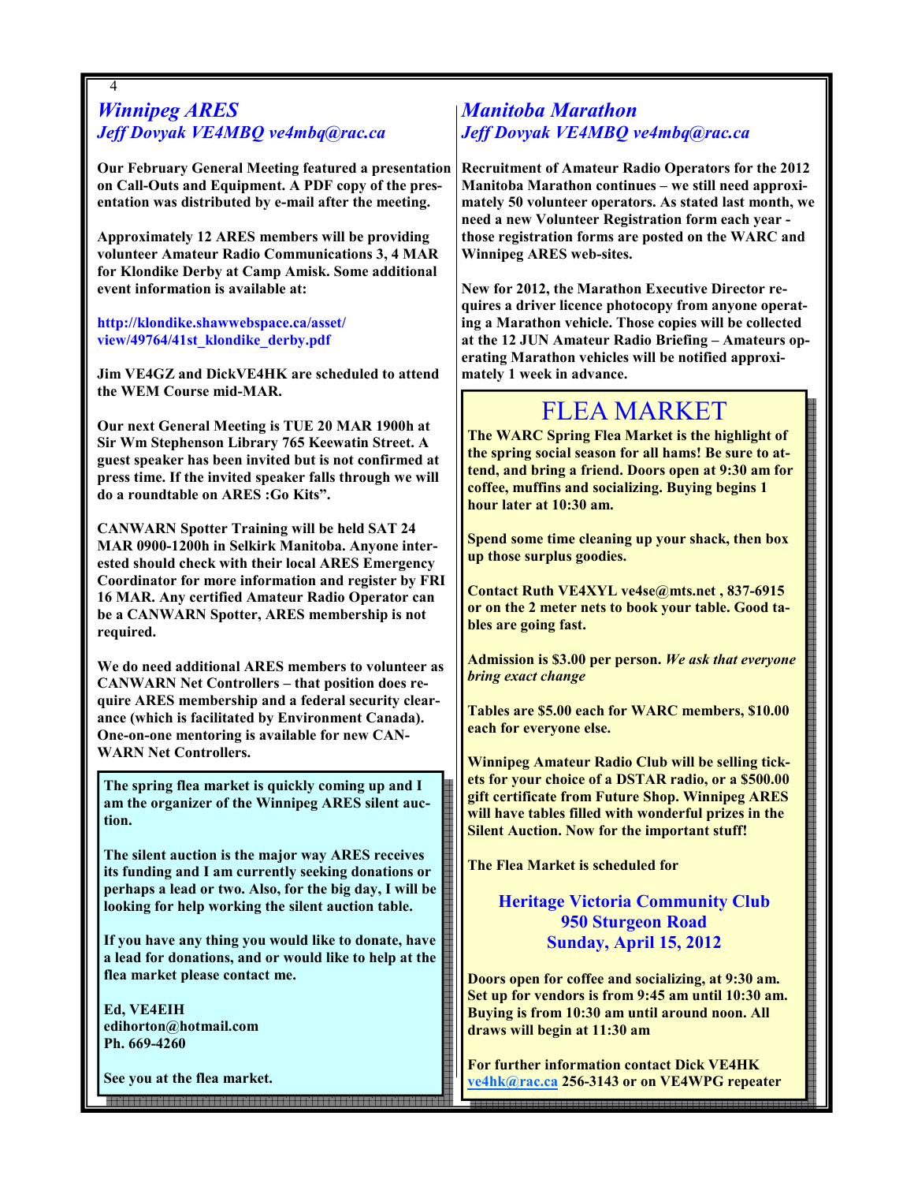## *Winnipeg ARES*

### *Jeff Dovyak VE4MBQ ve4mbq@rac.ca*

**Our February General Meeting featured a presentation on Call-Outs and Equipment. A PDF copy of the presentation was distributed by e-mail after the meeting.**

**Approximately 12 ARES members will be providing volunteer Amateur Radio Communications 3, 4 MAR for Klondike Derby at Camp Amisk. Some additional event information is available at:**

**http://klondike.shawwebspace.ca/asset/view/49764/41st_klondike_derby.pdf**

**Jim VE4GZ and DickVE4HK are scheduled to attend the WEM Course mid-MAR.**

**Our next General Meeting is TUE 20 MAR 1900h at Sir Wm Stephenson Library 765 Keewatin Street. A guest speaker has been invited but is not confirmed at press time. If the invited speaker falls through we will do a roundtable on ARES :Go Kits".**

**CANWARN Spotter Training will be held SAT 24 MAR 0900-1200h in Selkirk Manitoba. Anyone interested should check with their local ARES Emergency Coordinator for more information and register by FRI 16 MAR. Any certified Amateur Radio Operator can be a CANWARN Spotter, ARES membership is not required.**

**We do need additional ARES members to volunteer as CANWARN Net Controllers – that position does require ARES membership and a federal security clearance (which is facilitated by Environment Canada). One-on-one mentoring is available for new CANWARN Net Controllers.**

**The spring flea market is quickly coming up and I am the organizer of the Winnipeg ARES silent auction.**

**The silent auction is the major way ARES receives its funding and I am currently seeking donations or perhaps a lead or two. Also, for the big day, I will be looking for help working the silent auction table.**

**If you have any thing you would like to donate, have a lead for donations, and or would like to help at the flea market please contact me.**

**Ed, VE4EIH**
**edihorton@hotmail.com**
**Ph. 669-4260**

**See you at the flea market.**

## *Manitoba Marathon*

### *Jeff Dovyak VE4MBQ ve4mbq@rac.ca*

**Recruitment of Amateur Radio Operators for the 2012 Manitoba Marathon continues – we still need approximately 50 volunteer operators. As stated last month, we need a new Volunteer Registration form each year - those registration forms are posted on the WARC and Winnipeg ARES web-sites.**

**New for 2012, the Marathon Executive Director requires a driver licence photocopy from anyone operating a Marathon vehicle. Those copies will be collected at the 12 JUN Amateur Radio Briefing – Amateurs operating Marathon vehicles will be notified approximately 1 week in advance.**

## FLEA MARKET

**The WARC Spring Flea Market is the highlight of the spring social season for all hams! Be sure to attend, and bring a friend. Doors open at 9:30 am for coffee, muffins and socializing. Buying begins 1 hour later at 10:30 am.**

**Spend some time cleaning up your shack, then box up those surplus goodies.**

**Contact Ruth VE4XYL ve4se@mts.net , 837-6915 or on the 2 meter nets to book your table. Good tables are going fast.**

**Admission is $3.00 per person.** ***We ask that everyone bring exact change***

**Tables are $5.00 each for WARC members, $10.00 each for everyone else.**

**Winnipeg Amateur Radio Club will be selling tickets for your choice of a DSTAR radio, or a $500.00 gift certificate from Future Shop. Winnipeg ARES will have tables filled with wonderful prizes in the Silent Auction. Now for the important stuff!**

**The Flea Market is scheduled for**

**Heritage Victoria Community Club**
**950 Sturgeon Road**
**Sunday, April 15, 2012**

**Doors open for coffee and socializing, at 9:30 am. Set up for vendors is from 9:45 am until 10:30 am. Buying is from 10:30 am until around noon. All draws will begin at 11:30 am**

**For further information contact Dick VE4HK ve4hk@rac.ca 256-3143 or on VE4WPG repeater**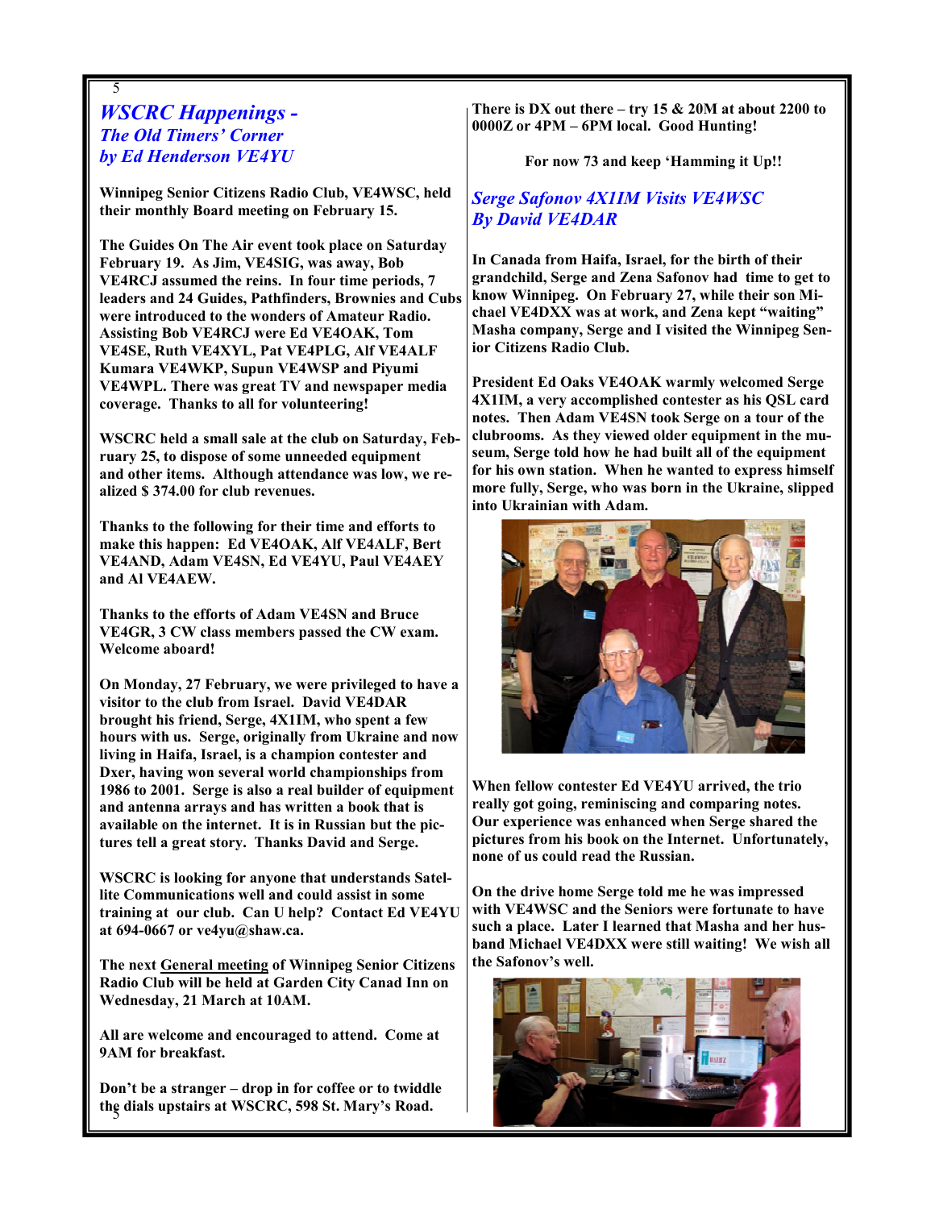## *WSCRC Happenings - The Old Timers' Corner by Ed Henderson VE4YU*

**Winnipeg Senior Citizens Radio Club, VE4WSC, held their monthly Board meeting on February 15.**

**The Guides On The Air event took place on Saturday February 19. As Jim, VE4SIG, was away, Bob VE4RCJ assumed the reins. In four time periods, 7 leaders and 24 Guides, Pathfinders, Brownies and Cubs were introduced to the wonders of Amateur Radio. Assisting Bob VE4RCJ were Ed VE4OAK, Tom VE4SE, Ruth VE4XYL, Pat VE4PLG, Alf VE4ALF Kumara VE4WKP, Supun VE4WSP and Piyumi VE4WPL. There was great TV and newspaper media coverage. Thanks to all for volunteering!**

**WSCRC held a small sale at the club on Saturday, February 25, to dispose of some unneeded equipment and other items. Although attendance was low, we realized $ 374.00 for club revenues.**

**Thanks to the following for their time and efforts to make this happen: Ed VE4OAK, Alf VE4ALF, Bert VE4AND, Adam VE4SN, Ed VE4YU, Paul VE4AEY and Al VE4AEW.**

**Thanks to the efforts of Adam VE4SN and Bruce VE4GR, 3 CW class members passed the CW exam. Welcome aboard!**

**On Monday, 27 February, we were privileged to have a visitor to the club from Israel. David VE4DAR brought his friend, Serge, 4X1IM, who spent a few hours with us. Serge, originally from Ukraine and now living in Haifa, Israel, is a champion contester and Dxer, having won several world championships from 1986 to 2001. Serge is also a real builder of equipment and antenna arrays and has written a book that is available on the internet. It is in Russian but the pictures tell a great story. Thanks David and Serge.**

**WSCRC is looking for anyone that understands Satellite Communications well and could assist in some training at our club. Can U help? Contact Ed VE4YU at 694-0667 or ve4yu@shaw.ca.**

**The next <u>General meeting</u> of Winnipeg Senior Citizens Radio Club will be held at Garden City Canad Inn on Wednesday, 21 March at 10AM.**

**All are welcome and encouraged to attend. Come at 9AM for breakfast.**

**Don't be a stranger – drop in for coffee or to twiddle the dials upstairs at WSCRC, 598 St. Mary's Road.**

**There is DX out there – try 15 & 20M at about 2200 to 0000Z or 4PM – 6PM local. Good Hunting!**

**For now 73 and keep 'Hamming it Up!!**

## *Serge Safonov 4X1IM Visits VE4WSC By David VE4DAR*

**In Canada from Haifa, Israel, for the birth of their grandchild, Serge and Zena Safonov had time to get to know Winnipeg. On February 27, while their son Michael VE4DXX was at work, and Zena kept "waiting" Masha company, Serge and I visited the Winnipeg Senior Citizens Radio Club.**

**President Ed Oaks VE4OAK warmly welcomed Serge 4X1IM, a very accomplished contester as his QSL card notes. Then Adam VE4SN took Serge on a tour of the clubrooms. As they viewed older equipment in the museum, Serge told how he had built all of the equipment for his own station. When he wanted to express himself more fully, Serge, who was born in the Ukraine, slipped into Ukrainian with Adam.**

**When fellow contester Ed VE4YU arrived, the trio really got going, reminiscing and comparing notes. Our experience was enhanced when Serge shared the pictures from his book on the Internet. Unfortunately, none of us could read the Russian.**

**On the drive home Serge told me he was impressed with VE4WSC and the Seniors were fortunate to have such a place. Later I learned that Masha and her husband Michael VE4DXX were still waiting! We wish all the Safonov's well.**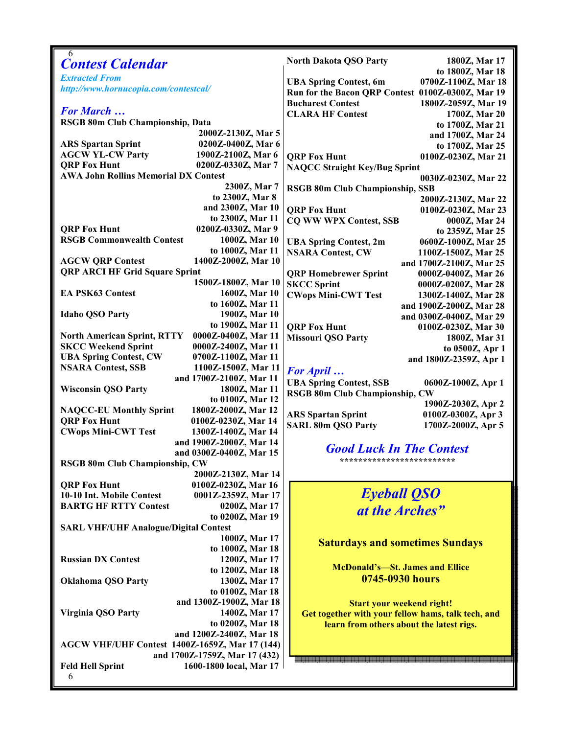# Contest Calendar

*Extracted From*
*http://www.hornucopia.com/contestcal/*

## For March …

| Contest | Date/Time |
|---|---|
| RSGB 80m Club Championship, Data | 2000Z-2130Z, Mar 5 |
| ARS Spartan Sprint | 0200Z-0400Z, Mar 6 |
| AGCW YL-CW Party | 1900Z-2100Z, Mar 6 |
| QRP Fox Hunt | 0200Z-0330Z, Mar 7 |
| AWA John Rollins Memorial DX Contest | 2300Z, Mar 7 to 2300Z, Mar 8 and 2300Z, Mar 10 to 2300Z, Mar 11 |
| QRP Fox Hunt | 0200Z-0330Z, Mar 9 |
| RSGB Commonwealth Contest | 1000Z, Mar 10 to 1000Z, Mar 11 |
| AGCW QRP Contest | 1400Z-2000Z, Mar 10 |
| QRP ARCI HF Grid Square Sprint | 1500Z-1800Z, Mar 10 |
| EA PSK63 Contest | 1600Z, Mar 10 to 1600Z, Mar 11 |
| Idaho QSO Party | 1900Z, Mar 10 to 1900Z, Mar 11 |
| North American Sprint, RTTY | 0000Z-0400Z, Mar 11 |
| SKCC Weekend Sprint | 0000Z-2400Z, Mar 11 |
| UBA Spring Contest, CW | 0700Z-1100Z, Mar 11 |
| NSARA Contest, SSB | 1100Z-1500Z, Mar 11 and 1700Z-2100Z, Mar 11 |
| Wisconsin QSO Party | 1800Z, Mar 11 to 0100Z, Mar 12 |
| NAQCC-EU Monthly Sprint | 1800Z-2000Z, Mar 12 |
| QRP Fox Hunt | 0100Z-0230Z, Mar 14 |
| CWops Mini-CWT Test | 1300Z-1400Z, Mar 14 and 1900Z-2000Z, Mar 14 and 0300Z-0400Z, Mar 15 |
| RSGB 80m Club Championship, CW | 2000Z-2130Z, Mar 14 |
| QRP Fox Hunt | 0100Z-0230Z, Mar 16 |
| 10-10 Int. Mobile Contest | 0001Z-2359Z, Mar 17 |
| BARTG HF RTTY Contest | 0200Z, Mar 17 to 0200Z, Mar 19 |
| SARL VHF/UHF Analogue/Digital Contest | 1000Z, Mar 17 to 1000Z, Mar 18 |
| Russian DX Contest | 1200Z, Mar 17 to 1200Z, Mar 18 |
| Oklahoma QSO Party | 1300Z, Mar 17 to 0100Z, Mar 18 and 1300Z-1900Z, Mar 18 |
| Virginia QSO Party | 1400Z, Mar 17 to 0200Z, Mar 18 and 1200Z-2400Z, Mar 18 |
| AGCW VHF/UHF Contest | 1400Z-1659Z, Mar 17 (144) and 1700Z-1759Z, Mar 17 (432) |
| Feld Hell Sprint | 1600-1800 local, Mar 17 |
| North Dakota QSO Party | 1800Z, Mar 17 to 1800Z, Mar 18 |
| UBA Spring Contest, 6m | 0700Z-1100Z, Mar 18 |
| Run for the Bacon QRP Contest | 0100Z-0300Z, Mar 19 |
| Bucharest Contest | 1800Z-2059Z, Mar 19 |
| CLARA HF Contest | 1700Z, Mar 20 to 1700Z, Mar 21 and 1700Z, Mar 24 to 1700Z, Mar 25 |
| QRP Fox Hunt | 0100Z-0230Z, Mar 21 |
| NAQCC Straight Key/Bug Sprint | 0030Z-0230Z, Mar 22 |
| RSGB 80m Club Championship, SSB | 2000Z-2130Z, Mar 22 |
| QRP Fox Hunt | 0100Z-0230Z, Mar 23 |
| CQ WW WPX Contest, SSB | 0000Z, Mar 24 to 2359Z, Mar 25 |
| UBA Spring Contest, 2m | 0600Z-1000Z, Mar 25 |
| NSARA Contest, CW | 1100Z-1500Z, Mar 25 and 1700Z-2100Z, Mar 25 |
| QRP Homebrewer Sprint | 0000Z-0400Z, Mar 26 |
| SKCC Sprint | 0000Z-0200Z, Mar 28 |
| CWops Mini-CWT Test | 1300Z-1400Z, Mar 28 and 1900Z-2000Z, Mar 28 and 0300Z-0400Z, Mar 29 |
| QRP Fox Hunt | 0100Z-0230Z, Mar 30 |
| Missouri QSO Party | 1800Z, Mar 31 to 0500Z, Apr 1 and 1800Z-2359Z, Apr 1 |

## For April …

| Contest | Date/Time |
|---|---|
| UBA Spring Contest, SSB | 0600Z-1000Z, Apr 1 |
| RSGB 80m Club Championship, CW | 1900Z-2030Z, Apr 2 |
| ARS Spartan Sprint | 0100Z-0300Z, Apr 3 |
| SARL 80m QSO Party | 1700Z-2000Z, Apr 5 |

## *Good Luck In The Contest*

*************************

## *Eyeball QSO at the Arches"*

**Saturdays and sometimes Sundays**

**McDonald's—St. James and Ellice**
**0745-0930 hours**

**Start your weekend right!**
**Get together with your fellow hams, talk tech, and learn from others about the latest rigs.**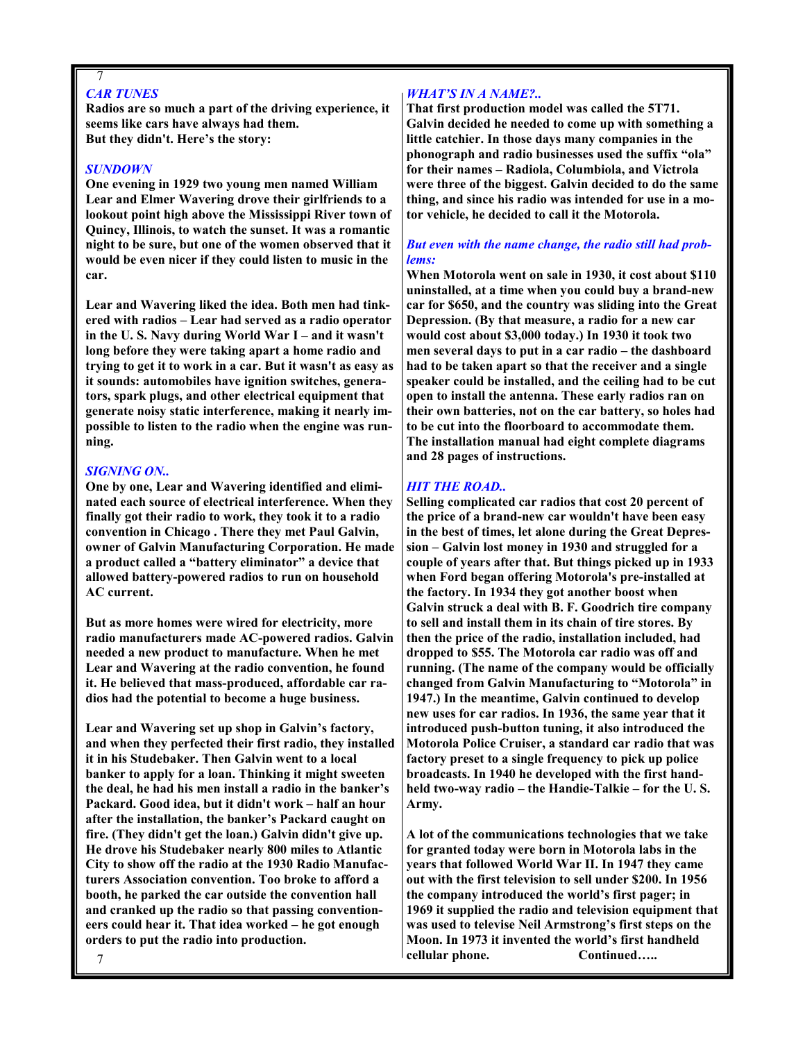## *CAR TUNES*

**Radios are so much a part of the driving experience, it seems like cars have always had them. But they didn't. Here's the story:**

### *SUNDOWN*

**One evening in 1929 two young men named William Lear and Elmer Wavering drove their girlfriends to a lookout point high above the Mississippi River town of Quincy, Illinois, to watch the sunset. It was a romantic night to be sure, but one of the women observed that it would be even nicer if they could listen to music in the car.**

**Lear and Wavering liked the idea. Both men had tinkered with radios – Lear had served as a radio operator in the U. S. Navy during World War I – and it wasn't long before they were taking apart a home radio and trying to get it to work in a car. But it wasn't as easy as it sounds: automobiles have ignition switches, generators, spark plugs, and other electrical equipment that generate noisy static interference, making it nearly impossible to listen to the radio when the engine was running.**

### *SIGNING ON..*

**One by one, Lear and Wavering identified and eliminated each source of electrical interference. When they finally got their radio to work, they took it to a radio convention in Chicago . There they met Paul Galvin, owner of Galvin Manufacturing Corporation. He made a product called a "battery eliminator" a device that allowed battery-powered radios to run on household AC current.**

**But as more homes were wired for electricity, more radio manufacturers made AC-powered radios. Galvin needed a new product to manufacture. When he met Lear and Wavering at the radio convention, he found it. He believed that mass-produced, affordable car radios had the potential to become a huge business.**

**Lear and Wavering set up shop in Galvin's factory, and when they perfected their first radio, they installed it in his Studebaker. Then Galvin went to a local banker to apply for a loan. Thinking it might sweeten the deal, he had his men install a radio in the banker's Packard. Good idea, but it didn't work – half an hour after the installation, the banker's Packard caught on fire. (They didn't get the loan.) Galvin didn't give up. He drove his Studebaker nearly 800 miles to Atlantic City to show off the radio at the 1930 Radio Manufacturers Association convention. Too broke to afford a booth, he parked the car outside the convention hall and cranked up the radio so that passing conventioneers could hear it. That idea worked – he got enough orders to put the radio into production.**

### *WHAT'S IN A NAME?..*

**That first production model was called the 5T71. Galvin decided he needed to come up with something a little catchier. In those days many companies in the phonograph and radio businesses used the suffix "ola" for their names – Radiola, Columbiola, and Victrola were three of the biggest. Galvin decided to do the same thing, and since his radio was intended for use in a motor vehicle, he decided to call it the Motorola.**

### *But even with the name change, the radio still had problems:*

**When Motorola went on sale in 1930, it cost about $110 uninstalled, at a time when you could buy a brand-new car for $650, and the country was sliding into the Great Depression. (By that measure, a radio for a new car would cost about $3,000 today.) In 1930 it took two men several days to put in a car radio – the dashboard had to be taken apart so that the receiver and a single speaker could be installed, and the ceiling had to be cut open to install the antenna. These early radios ran on their own batteries, not on the car battery, so holes had to be cut into the floorboard to accommodate them. The installation manual had eight complete diagrams and 28 pages of instructions.**

### *HIT THE ROAD..*

**Selling complicated car radios that cost 20 percent of the price of a brand-new car wouldn't have been easy in the best of times, let alone during the Great Depression – Galvin lost money in 1930 and struggled for a couple of years after that. But things picked up in 1933 when Ford began offering Motorola's pre-installed at the factory. In 1934 they got another boost when Galvin struck a deal with B. F. Goodrich tire company to sell and install them in its chain of tire stores. By then the price of the radio, installation included, had dropped to $55. The Motorola car radio was off and running. (The name of the company would be officially changed from Galvin Manufacturing to "Motorola" in 1947.) In the meantime, Galvin continued to develop new uses for car radios. In 1936, the same year that it introduced push-button tuning, it also introduced the Motorola Police Cruiser, a standard car radio that was factory preset to a single frequency to pick up police broadcasts. In 1940 he developed with the first handheld two-way radio – the Handie-Talkie – for the U. S. Army.**

**A lot of the communications technologies that we take for granted today were born in Motorola labs in the years that followed World War II. In 1947 they came out with the first television to sell under $200. In 1956 the company introduced the world's first pager; in 1969 it supplied the radio and television equipment that was used to televise Neil Armstrong's first steps on the Moon. In 1973 it invented the world's first handheld cellular phone. Continued…..**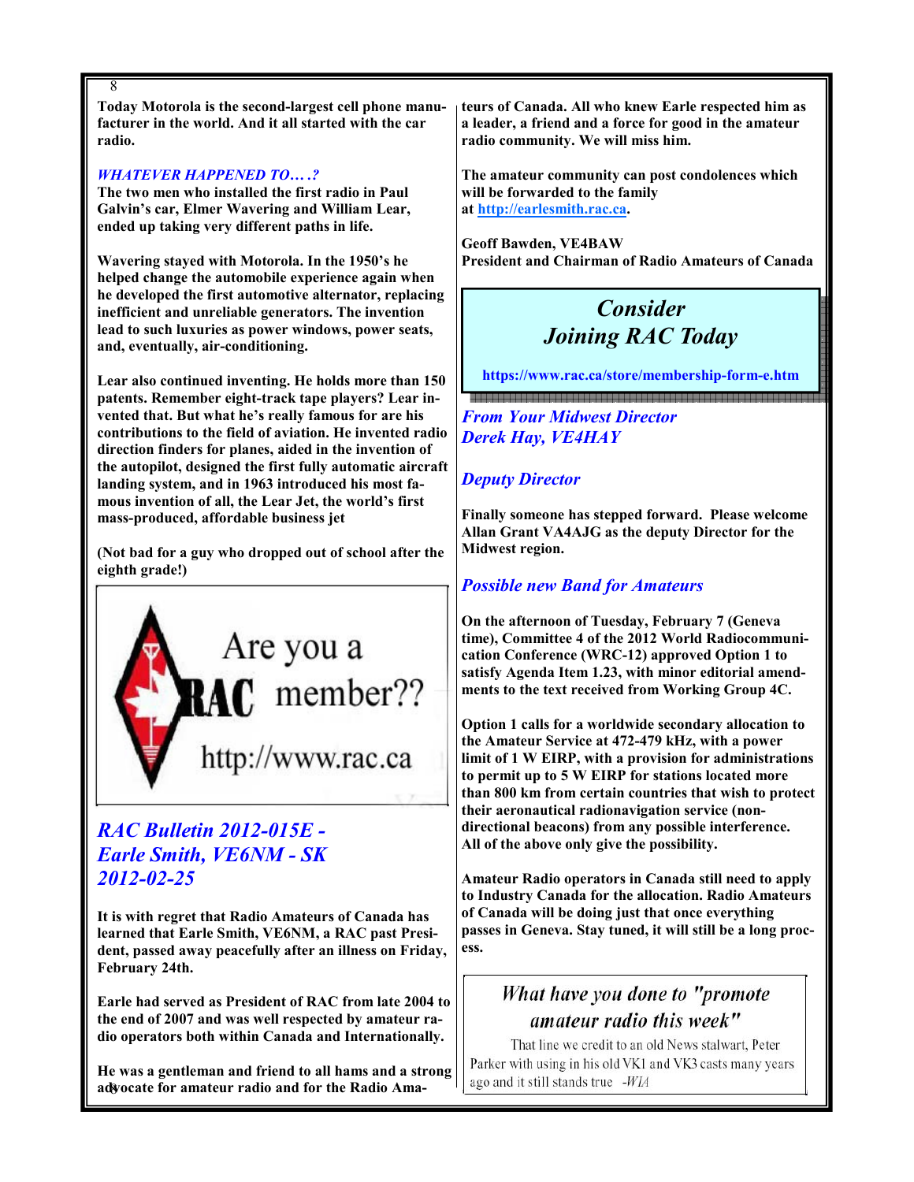Today Motorola is the second-largest cell phone manufacturer in the world. And it all started with the car radio.

### *WHATEVER HAPPENED TO… .?*

The two men who installed the first radio in Paul Galvin's car, Elmer Wavering and William Lear, ended up taking very different paths in life.

Wavering stayed with Motorola. In the 1950's he helped change the automobile experience again when he developed the first automotive alternator, replacing inefficient and unreliable generators. The invention lead to such luxuries as power windows, power seats, and, eventually, air-conditioning.

Lear also continued inventing. He holds more than 150 patents. Remember eight-track tape players? Lear invented that. But what he's really famous for are his contributions to the field of aviation. He invented radio direction finders for planes, aided in the invention of the autopilot, designed the first fully automatic aircraft landing system, and in 1963 introduced his most famous invention of all, the Lear Jet, the world's first mass-produced, affordable business jet

(Not bad for a guy who dropped out of school after the eighth grade!)

Are you a RAC member??

http://www.rac.ca

## *RAC Bulletin 2012-015E - Earle Smith, VE6NM - SK 2012-02-25*

It is with regret that Radio Amateurs of Canada has learned that Earle Smith, VE6NM, a RAC past President, passed away peacefully after an illness on Friday, February 24th.

Earle had served as President of RAC from late 2004 to the end of 2007 and was well respected by amateur radio operators both within Canada and Internationally.

He was a gentleman and friend to all hams and a strong advocate for amateur radio and for the Radio Amateurs of Canada. All who knew Earle respected him as a leader, a friend and a force for good in the amateur radio community. We will miss him.

The amateur community can post condolences which will be forwarded to the family at http://earlesmith.rac.ca.

Geoff Bawden, VE4BAW
President and Chairman of Radio Amateurs of Canada

## *Consider Joining RAC Today*

https://www.rac.ca/store/membership-form-e.htm

## *From Your Midwest Director Derek Hay, VE4HAY*

### *Deputy Director*

Finally someone has stepped forward. Please welcome Allan Grant VA4AJG as the deputy Director for the Midwest region.

### *Possible new Band for Amateurs*

On the afternoon of Tuesday, February 7 (Geneva time), Committee 4 of the 2012 World Radiocommunication Conference (WRC-12) approved Option 1 to satisfy Agenda Item 1.23, with minor editorial amendments to the text received from Working Group 4C.

Option 1 calls for a worldwide secondary allocation to the Amateur Service at 472-479 kHz, with a power limit of 1 W EIRP, with a provision for administrations to permit up to 5 W EIRP for stations located more than 800 km from certain countries that wish to protect their aeronautical radionavigation service (non-directional beacons) from any possible interference. All of the above only give the possibility.

Amateur Radio operators in Canada still need to apply to Industry Canada for the allocation. Radio Amateurs of Canada will be doing just that once everything passes in Geneva. Stay tuned, it will still be a long process.

*What have you done to "promote amateur radio this week"*

That line we credit to an old News stalwart, Peter Parker with using in his old VK1 and VK3 casts many years ago and it still stands true -*WIA*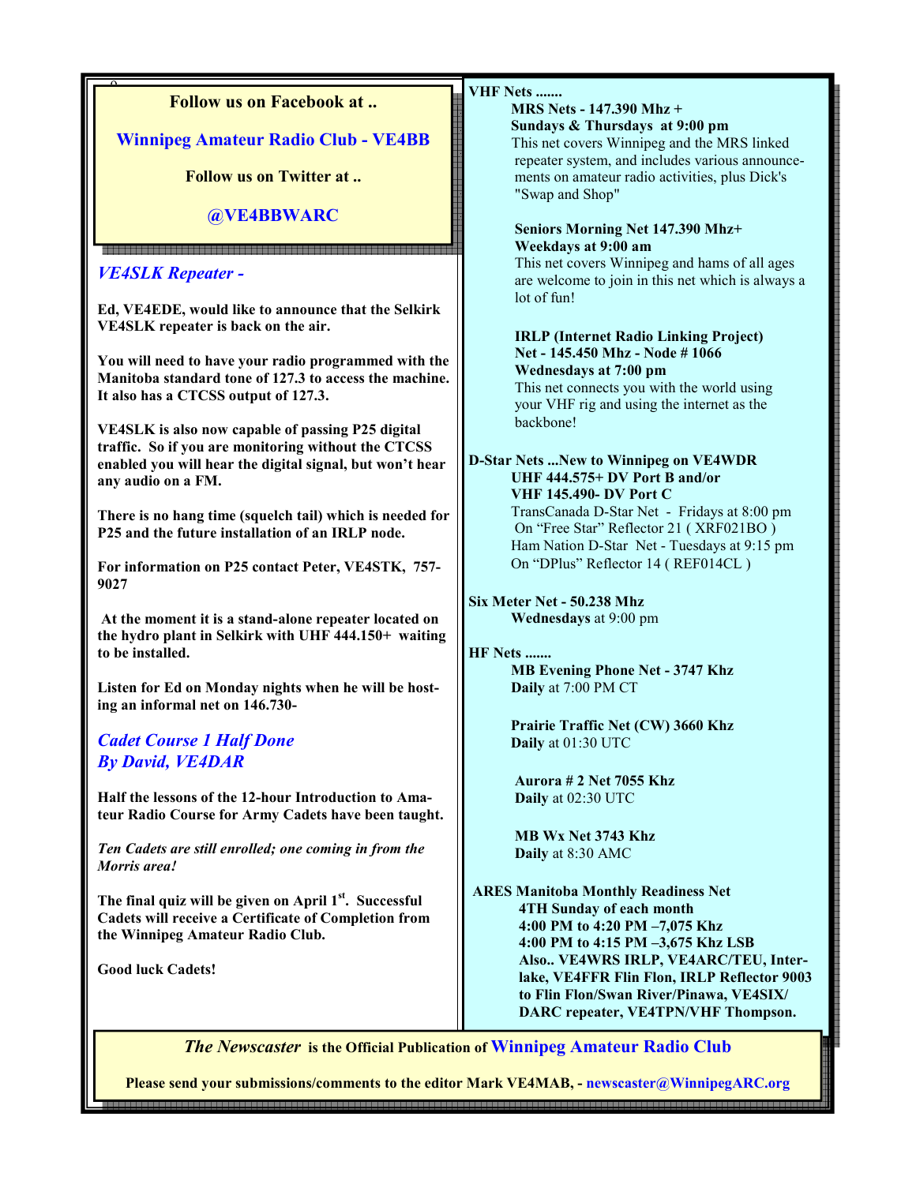**Follow us on Facebook at ..**

**Winnipeg Amateur Radio Club - VE4BB**

**Follow us on Twitter at ..**

**@VE4BBWARC**

## *VE4SLK Repeater -*

**Ed, VE4EDE, would like to announce that the Selkirk VE4SLK repeater is back on the air.**

**You will need to have your radio programmed with the Manitoba standard tone of 127.3 to access the machine. It also has a CTCSS output of 127.3.**

**VE4SLK is also now capable of passing P25 digital traffic. So if you are monitoring without the CTCSS enabled you will hear the digital signal, but won't hear any audio on a FM.**

**There is no hang time (squelch tail) which is needed for P25 and the future installation of an IRLP node.**

**For information on P25 contact Peter, VE4STK, 757-9027**

**At the moment it is a stand-alone repeater located on the hydro plant in Selkirk with UHF 444.150+ waiting to be installed.**

**Listen for Ed on Monday nights when he will be hosting an informal net on 146.730-**

## *Cadet Course 1 Half Done*
## *By David, VE4DAR*

**Half the lessons of the 12-hour Introduction to Amateur Radio Course for Army Cadets have been taught.**

***Ten Cadets are still enrolled; one coming in from the Morris area!***

**The final quiz will be given on April 1st. Successful Cadets will receive a Certificate of Completion from the Winnipeg Amateur Radio Club.**

**Good luck Cadets!**

**VHF Nets .......**

**MRS Nets - 147.390 Mhz +**
**Sundays & Thursdays at 9:00 pm**
This net covers Winnipeg and the MRS linked repeater system, and includes various announcements on amateur radio activities, plus Dick's "Swap and Shop"

**Seniors Morning Net 147.390 Mhz+**
**Weekdays at 9:00 am**
This net covers Winnipeg and hams of all ages are welcome to join in this net which is always a lot of fun!

**IRLP (Internet Radio Linking Project)**
**Net - 145.450 Mhz - Node # 1066**
**Wednesdays at 7:00 pm**
This net connects you with the world using your VHF rig and using the internet as the backbone!

**D-Star Nets ...New to Winnipeg on VE4WDR**
**UHF 444.575+ DV Port B and/or**
**VHF 145.490- DV Port C**
TransCanada D-Star Net - Fridays at 8:00 pm
On "Free Star" Reflector 21 ( XRF021BO )
Ham Nation D-Star Net - Tuesdays at 9:15 pm
On "DPlus" Reflector 14 ( REF014CL )

**Six Meter Net - 50.238 Mhz**
**Wednesdays** at 9:00 pm

**HF Nets .......**

**MB Evening Phone Net - 3747 Khz**
**Daily** at 7:00 PM CT

**Prairie Traffic Net (CW) 3660 Khz**
**Daily** at 01:30 UTC

**Aurora # 2 Net 7055 Khz**
**Daily** at 02:30 UTC

**MB Wx Net 3743 Khz**
**Daily** at 8:30 AMC

**ARES Manitoba Monthly Readiness Net**
**4TH Sunday of each month**
**4:00 PM to 4:20 PM –7,075 Khz**
**4:00 PM to 4:15 PM –3,675 Khz LSB**
**Also.. VE4WRS IRLP, VE4ARC/TEU, Interlake, VE4FFR Flin Flon, IRLP Reflector 9003 to Flin Flon/Swan River/Pinawa, VE4SIX/ DARC repeater, VE4TPN/VHF Thompson.**

***The Newscaster* is the Official Publication of Winnipeg Amateur Radio Club**

**Please send your submissions/comments to the editor Mark VE4MAB, - newscaster@WinnipegARC.org**